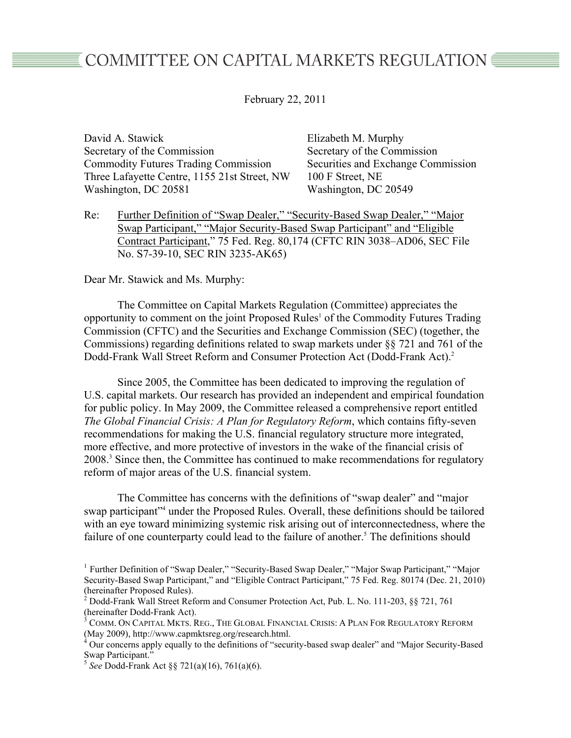# COMMITTEE ON CAPITAL MARKETS REGULATION

February 22, 2011

David A. Stawick
Secretary of the Commission
Commodity Futures Trading Commission
Three Lafayette Centre, 1155 21st Street, NW
Washington, DC 20581

Elizabeth M. Murphy
Secretary of the Commission
Securities and Exchange Commission
100 F Street, NE
Washington, DC 20549

Re: Further Definition of "Swap Dealer," "Security-Based Swap Dealer," "Major Swap Participant," "Major Security-Based Swap Participant" and "Eligible Contract Participant," 75 Fed. Reg. 80,174 (CFTC RIN 3038–AD06, SEC File No. S7-39-10, SEC RIN 3235-AK65)

Dear Mr. Stawick and Ms. Murphy:

The Committee on Capital Markets Regulation (Committee) appreciates the opportunity to comment on the joint Proposed Rules[1] of the Commodity Futures Trading Commission (CFTC) and the Securities and Exchange Commission (SEC) (together, the Commissions) regarding definitions related to swap markets under §§ 721 and 761 of the Dodd-Frank Wall Street Reform and Consumer Protection Act (Dodd-Frank Act).[2]

Since 2005, the Committee has been dedicated to improving the regulation of U.S. capital markets. Our research has provided an independent and empirical foundation for public policy. In May 2009, the Committee released a comprehensive report entitled *The Global Financial Crisis: A Plan for Regulatory Reform*, which contains fifty-seven recommendations for making the U.S. financial regulatory structure more integrated, more effective, and more protective of investors in the wake of the financial crisis of 2008.[3] Since then, the Committee has continued to make recommendations for regulatory reform of major areas of the U.S. financial system.

The Committee has concerns with the definitions of "swap dealer" and "major swap participant"[4] under the Proposed Rules. Overall, these definitions should be tailored with an eye toward minimizing systemic risk arising out of interconnectedness, where the failure of one counterparty could lead to the failure of another.[5] The definitions should

[1] Further Definition of "Swap Dealer," "Security-Based Swap Dealer," "Major Swap Participant," "Major Security-Based Swap Participant," and "Eligible Contract Participant," 75 Fed. Reg. 80174 (Dec. 21, 2010) (hereinafter Proposed Rules).

[2] Dodd-Frank Wall Street Reform and Consumer Protection Act, Pub. L. No. 111-203, §§ 721, 761 (hereinafter Dodd-Frank Act).

[3] COMM. ON CAPITAL MKTS. REG., THE GLOBAL FINANCIAL CRISIS: A PLAN FOR REGULATORY REFORM (May 2009), http://www.capmktsreg.org/research.html.

[4] Our concerns apply equally to the definitions of "security-based swap dealer" and "Major Security-Based Swap Participant."

[5] *See* Dodd-Frank Act §§ 721(a)(16), 761(a)(6).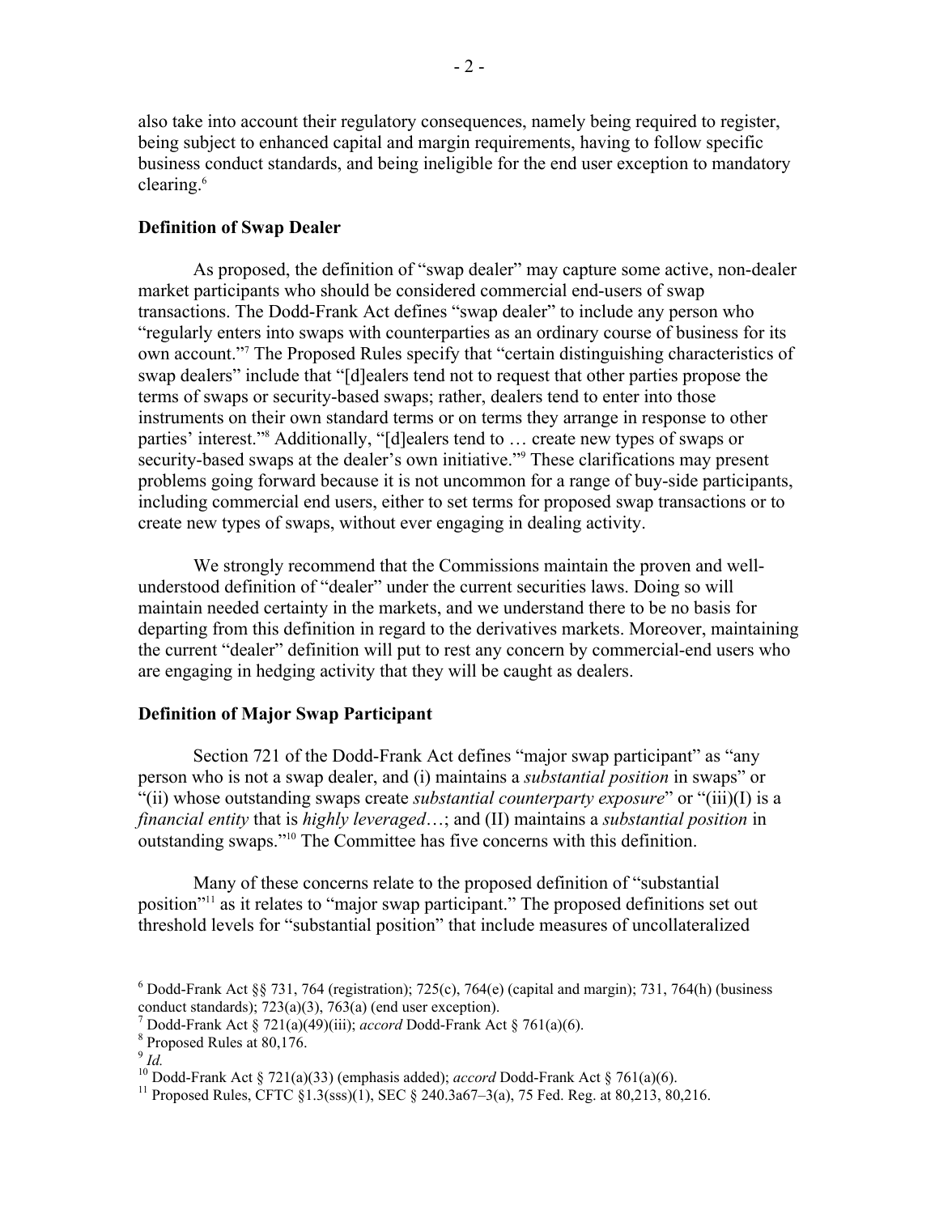also take into account their regulatory consequences, namely being required to register, being subject to enhanced capital and margin requirements, having to follow specific business conduct standards, and being ineligible for the end user exception to mandatory clearing.[6]

**Definition of Swap Dealer**

As proposed, the definition of "swap dealer" may capture some active, non-dealer market participants who should be considered commercial end-users of swap transactions. The Dodd-Frank Act defines "swap dealer" to include any person who "regularly enters into swaps with counterparties as an ordinary course of business for its own account."[7] The Proposed Rules specify that "certain distinguishing characteristics of swap dealers" include that "[d]ealers tend not to request that other parties propose the terms of swaps or security-based swaps; rather, dealers tend to enter into those instruments on their own standard terms or on terms they arrange in response to other parties' interest."[8] Additionally, "[d]ealers tend to … create new types of swaps or security-based swaps at the dealer's own initiative."[9] These clarifications may present problems going forward because it is not uncommon for a range of buy-side participants, including commercial end users, either to set terms for proposed swap transactions or to create new types of swaps, without ever engaging in dealing activity.

We strongly recommend that the Commissions maintain the proven and well-understood definition of "dealer" under the current securities laws. Doing so will maintain needed certainty in the markets, and we understand there to be no basis for departing from this definition in regard to the derivatives markets. Moreover, maintaining the current "dealer" definition will put to rest any concern by commercial-end users who are engaging in hedging activity that they will be caught as dealers.

**Definition of Major Swap Participant**

Section 721 of the Dodd-Frank Act defines "major swap participant" as "any person who is not a swap dealer, and (i) maintains a *substantial position* in swaps" or "(ii) whose outstanding swaps create *substantial counterparty exposure*" or "(iii)(I) is a *financial entity* that is *highly leveraged*…; and (II) maintains a *substantial position* in outstanding swaps."[10] The Committee has five concerns with this definition.

Many of these concerns relate to the proposed definition of "substantial position"[11] as it relates to "major swap participant." The proposed definitions set out threshold levels for "substantial position" that include measures of uncollateralized

---

[6] Dodd-Frank Act §§ 731, 764 (registration); 725(c), 764(e) (capital and margin); 731, 764(h) (business conduct standards); 723(a)(3), 763(a) (end user exception).

[7] Dodd-Frank Act § 721(a)(49)(iii); *accord* Dodd-Frank Act § 761(a)(6).

[8] Proposed Rules at 80,176.

[9] *Id.*

[10] Dodd-Frank Act § 721(a)(33) (emphasis added); *accord* Dodd-Frank Act § 761(a)(6).

[11] Proposed Rules, CFTC §1.3(sss)(1), SEC § 240.3a67–3(a), 75 Fed. Reg. at 80,213, 80,216.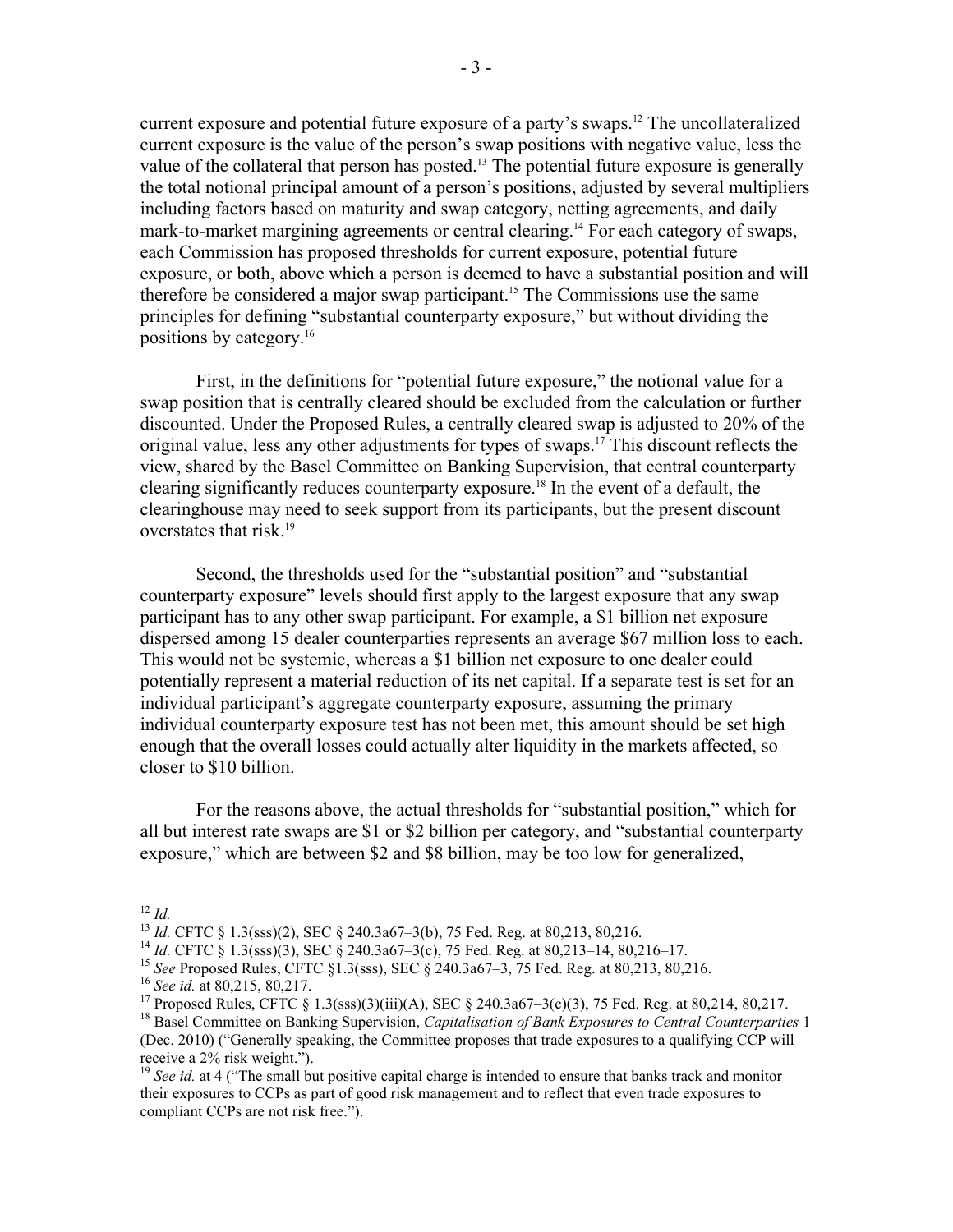current exposure and potential future exposure of a party's swaps.[12] The uncollateralized current exposure is the value of the person's swap positions with negative value, less the value of the collateral that person has posted.[13] The potential future exposure is generally the total notional principal amount of a person's positions, adjusted by several multipliers including factors based on maturity and swap category, netting agreements, and daily mark-to-market margining agreements or central clearing.[14] For each category of swaps, each Commission has proposed thresholds for current exposure, potential future exposure, or both, above which a person is deemed to have a substantial position and will therefore be considered a major swap participant.[15] The Commissions use the same principles for defining "substantial counterparty exposure," but without dividing the positions by category.[16]

First, in the definitions for "potential future exposure," the notional value for a swap position that is centrally cleared should be excluded from the calculation or further discounted. Under the Proposed Rules, a centrally cleared swap is adjusted to 20% of the original value, less any other adjustments for types of swaps.[17] This discount reflects the view, shared by the Basel Committee on Banking Supervision, that central counterparty clearing significantly reduces counterparty exposure.[18] In the event of a default, the clearinghouse may need to seek support from its participants, but the present discount overstates that risk.[19]

Second, the thresholds used for the "substantial position" and "substantial counterparty exposure" levels should first apply to the largest exposure that any swap participant has to any other swap participant. For example, a $1 billion net exposure dispersed among 15 dealer counterparties represents an average $67 million loss to each. This would not be systemic, whereas a $1 billion net exposure to one dealer could potentially represent a material reduction of its net capital. If a separate test is set for an individual participant's aggregate counterparty exposure, assuming the primary individual counterparty exposure test has not been met, this amount should be set high enough that the overall losses could actually alter liquidity in the markets affected, so closer to $10 billion.

For the reasons above, the actual thresholds for "substantial position," which for all but interest rate swaps are $1 or $2 billion per category, and "substantial counterparty exposure," which are between $2 and $8 billion, may be too low for generalized,

[12] *Id.*

[13] *Id.* CFTC § 1.3(sss)(2), SEC § 240.3a67–3(b), 75 Fed. Reg. at 80,213, 80,216.

[14] *Id.* CFTC § 1.3(sss)(3), SEC § 240.3a67–3(c), 75 Fed. Reg. at 80,213–14, 80,216–17.

[15] *See* Proposed Rules, CFTC §1.3(sss), SEC § 240.3a67–3, 75 Fed. Reg. at 80,213, 80,216.

[16] *See id.* at 80,215, 80,217.

[17] Proposed Rules, CFTC § 1.3(sss)(3)(iii)(A), SEC § 240.3a67–3(c)(3), 75 Fed. Reg. at 80,214, 80,217.

[18] Basel Committee on Banking Supervision, *Capitalisation of Bank Exposures to Central Counterparties* 1 (Dec. 2010) ("Generally speaking, the Committee proposes that trade exposures to a qualifying CCP will receive a 2% risk weight.").

[19] *See id.* at 4 ("The small but positive capital charge is intended to ensure that banks track and monitor their exposures to CCPs as part of good risk management and to reflect that even trade exposures to compliant CCPs are not risk free.").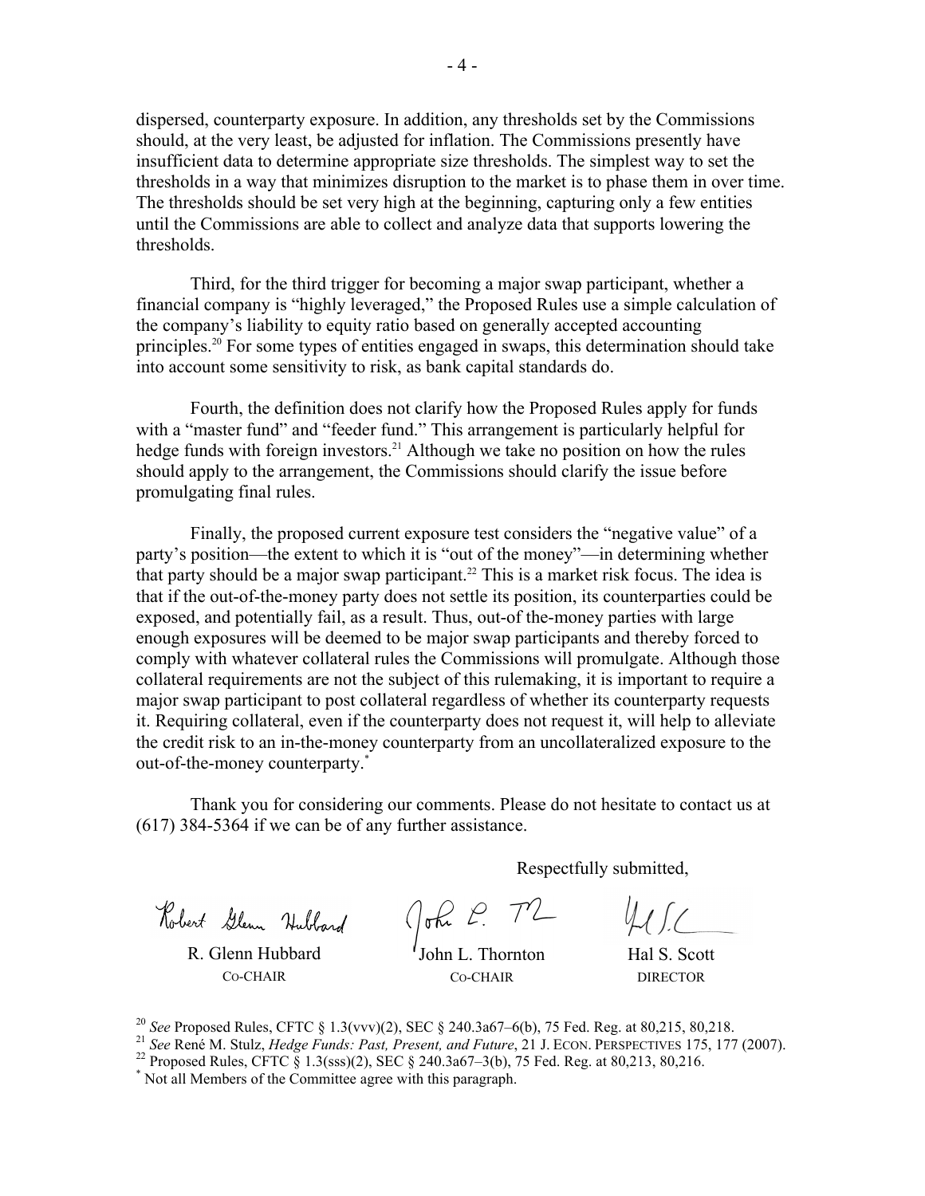dispersed, counterparty exposure. In addition, any thresholds set by the Commissions should, at the very least, be adjusted for inflation. The Commissions presently have insufficient data to determine appropriate size thresholds. The simplest way to set the thresholds in a way that minimizes disruption to the market is to phase them in over time. The thresholds should be set very high at the beginning, capturing only a few entities until the Commissions are able to collect and analyze data that supports lowering the thresholds.

Third, for the third trigger for becoming a major swap participant, whether a financial company is "highly leveraged," the Proposed Rules use a simple calculation of the company's liability to equity ratio based on generally accepted accounting principles.[20] For some types of entities engaged in swaps, this determination should take into account some sensitivity to risk, as bank capital standards do.

Fourth, the definition does not clarify how the Proposed Rules apply for funds with a "master fund" and "feeder fund." This arrangement is particularly helpful for hedge funds with foreign investors.[21] Although we take no position on how the rules should apply to the arrangement, the Commissions should clarify the issue before promulgating final rules.

Finally, the proposed current exposure test considers the "negative value" of a party's position—the extent to which it is "out of the money"—in determining whether that party should be a major swap participant.[22] This is a market risk focus. The idea is that if the out-of-the-money party does not settle its position, its counterparties could be exposed, and potentially fail, as a result. Thus, out-of the-money parties with large enough exposures will be deemed to be major swap participants and thereby forced to comply with whatever collateral rules the Commissions will promulgate. Although those collateral requirements are not the subject of this rulemaking, it is important to require a major swap participant to post collateral regardless of whether its counterparty requests it. Requiring collateral, even if the counterparty does not request it, will help to alleviate the credit risk to an in-the-money counterparty from an uncollateralized exposure to the out-of-the-money counterparty.[*]

Thank you for considering our comments. Please do not hesitate to contact us at (617) 384-5364 if we can be of any further assistance.

Respectfully submitted,

| | | |
|---|---|---|
| R. Glenn Hubbard | John L. Thornton | Hal S. Scott |
| CO-CHAIR | CO-CHAIR | DIRECTOR |

[20] *See* Proposed Rules, CFTC § 1.3(vvv)(2), SEC § 240.3a67–6(b), 75 Fed. Reg. at 80,215, 80,218.

[21] *See* René M. Stulz, *Hedge Funds: Past, Present, and Future*, 21 J. ECON. PERSPECTIVES 175, 177 (2007).

[22] Proposed Rules, CFTC § 1.3(sss)(2), SEC § 240.3a67–3(b), 75 Fed. Reg. at 80,213, 80,216.

[*] Not all Members of the Committee agree with this paragraph.